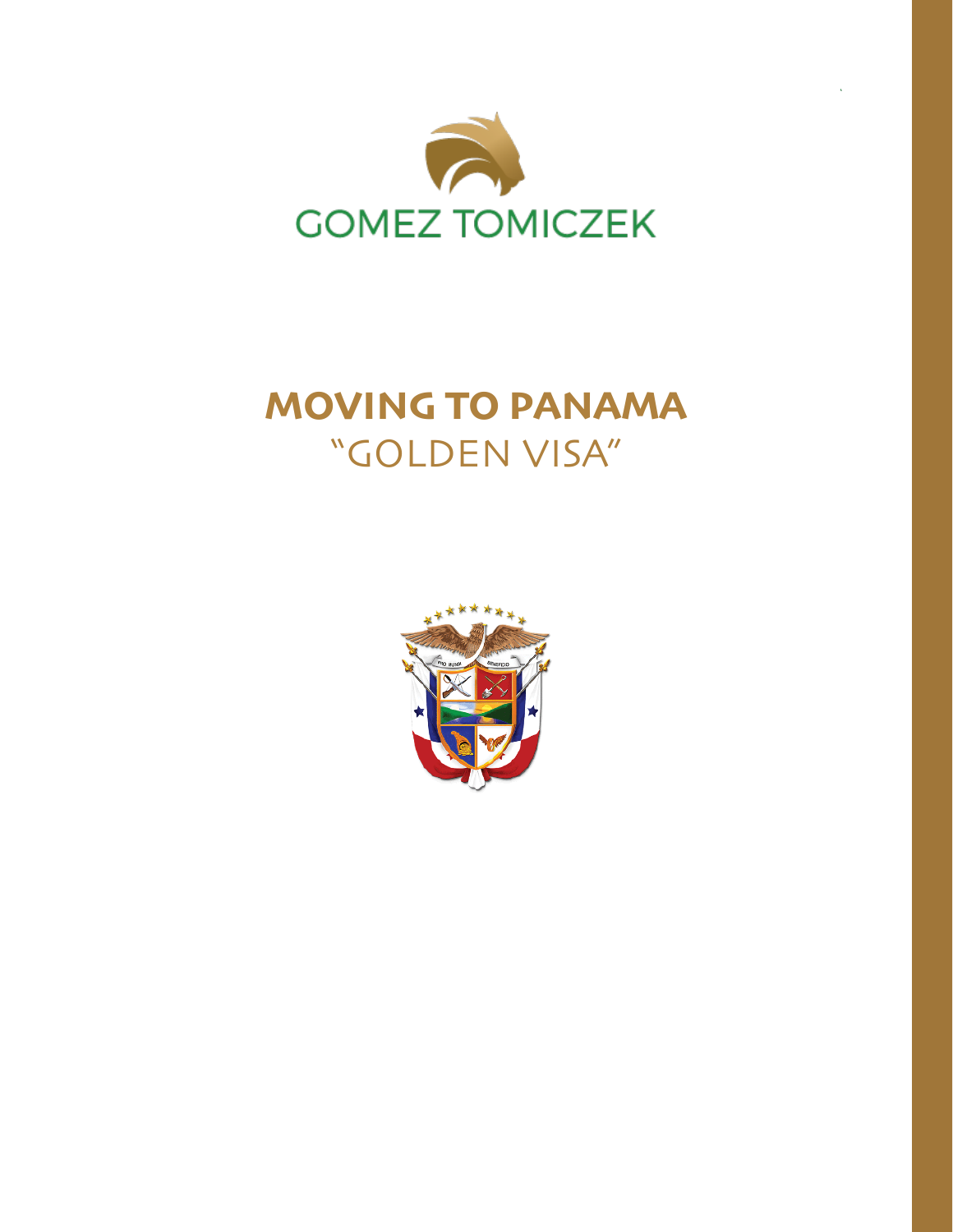GOMEZ TOMICZEK

# MOVING TO PANAMA

## "GOLDEN VISA"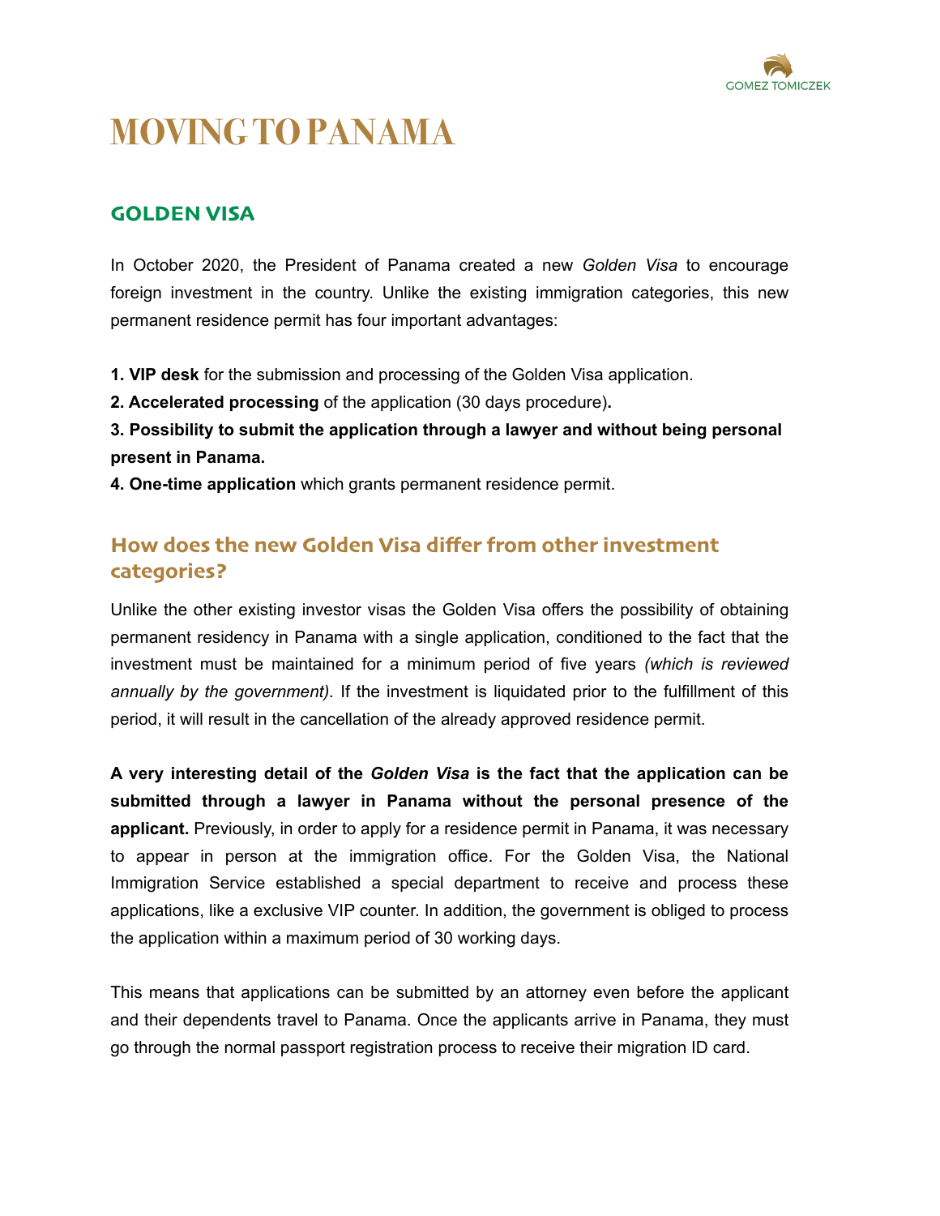# MOVING TO PANAMA

## GOLDEN VISA

In October 2020, the President of Panama created a new *Golden Visa* to encourage foreign investment in the country. Unlike the existing immigration categories, this new permanent residence permit has four important advantages:

**1. VIP desk** for the submission and processing of the Golden Visa application.
**2. Accelerated processing** of the application (30 days procedure)**.**
**3. Possibility to submit the application through a lawyer and without being personal present in Panama.**
**4. One-time application** which grants permanent residence permit.

### How does the new Golden Visa differ from other investment categories?

Unlike the other existing investor visas the Golden Visa offers the possibility of obtaining permanent residency in Panama with a single application, conditioned to the fact that the investment must be maintained for a minimum period of five years *(which is reviewed annually by the government).* If the investment is liquidated prior to the fulfillment of this period, it will result in the cancellation of the already approved residence permit.

**A very interesting detail of the *Golden Visa* is the fact that the application can be submitted through a lawyer in Panama without the personal presence of the applicant.** Previously, in order to apply for a residence permit in Panama, it was necessary to appear in person at the immigration office. For the Golden Visa, the National Immigration Service established a special department to receive and process these applications, like a exclusive VIP counter. In addition, the government is obliged to process the application within a maximum period of 30 working days.

This means that applications can be submitted by an attorney even before the applicant and their dependents travel to Panama. Once the applicants arrive in Panama, they must go through the normal passport registration process to receive their migration ID card.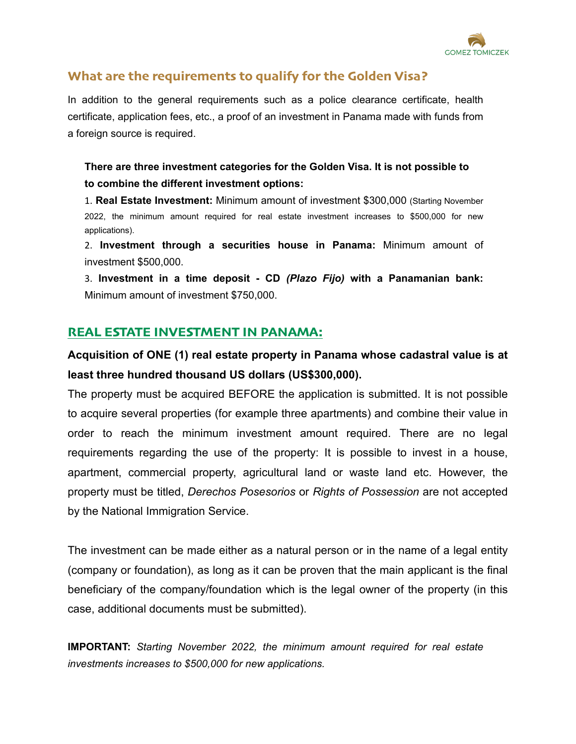## What are the requirements to qualify for the Golden Visa?

In addition to the general requirements such as a police clearance certificate, health certificate, application fees, etc., a proof of an investment in Panama made with funds from a foreign source is required.

**There are three investment categories for the Golden Visa. It is not possible to to combine the different investment options:**

1. **Real Estate Investment:** Minimum amount of investment $300,000 (Starting November 2022, the minimum amount required for real estate investment increases to $500,000 for new applications).
2. **Investment through a securities house in Panama:** Minimum amount of investment $500,000.
3. **Investment in a time deposit - CD *(Plazo Fijo)* with a Panamanian bank:** Minimum amount of investment $750,000.

## REAL ESTATE INVESTMENT IN PANAMA:

**Acquisition of ONE (1) real estate property in Panama whose cadastral value is at least three hundred thousand US dollars (US$300,000).**

The property must be acquired BEFORE the application is submitted. It is not possible to acquire several properties (for example three apartments) and combine their value in order to reach the minimum investment amount required. There are no legal requirements regarding the use of the property: It is possible to invest in a house, apartment, commercial property, agricultural land or waste land etc. However, the property must be titled, *Derechos Posesorios* or *Rights of Possession* are not accepted by the National Immigration Service.

The investment can be made either as a natural person or in the name of a legal entity (company or foundation), as long as it can be proven that the main applicant is the final beneficiary of the company/foundation which is the legal owner of the property (in this case, additional documents must be submitted).

**IMPORTANT:** *Starting November 2022, the minimum amount required for real estate investments increases to $500,000 for new applications.*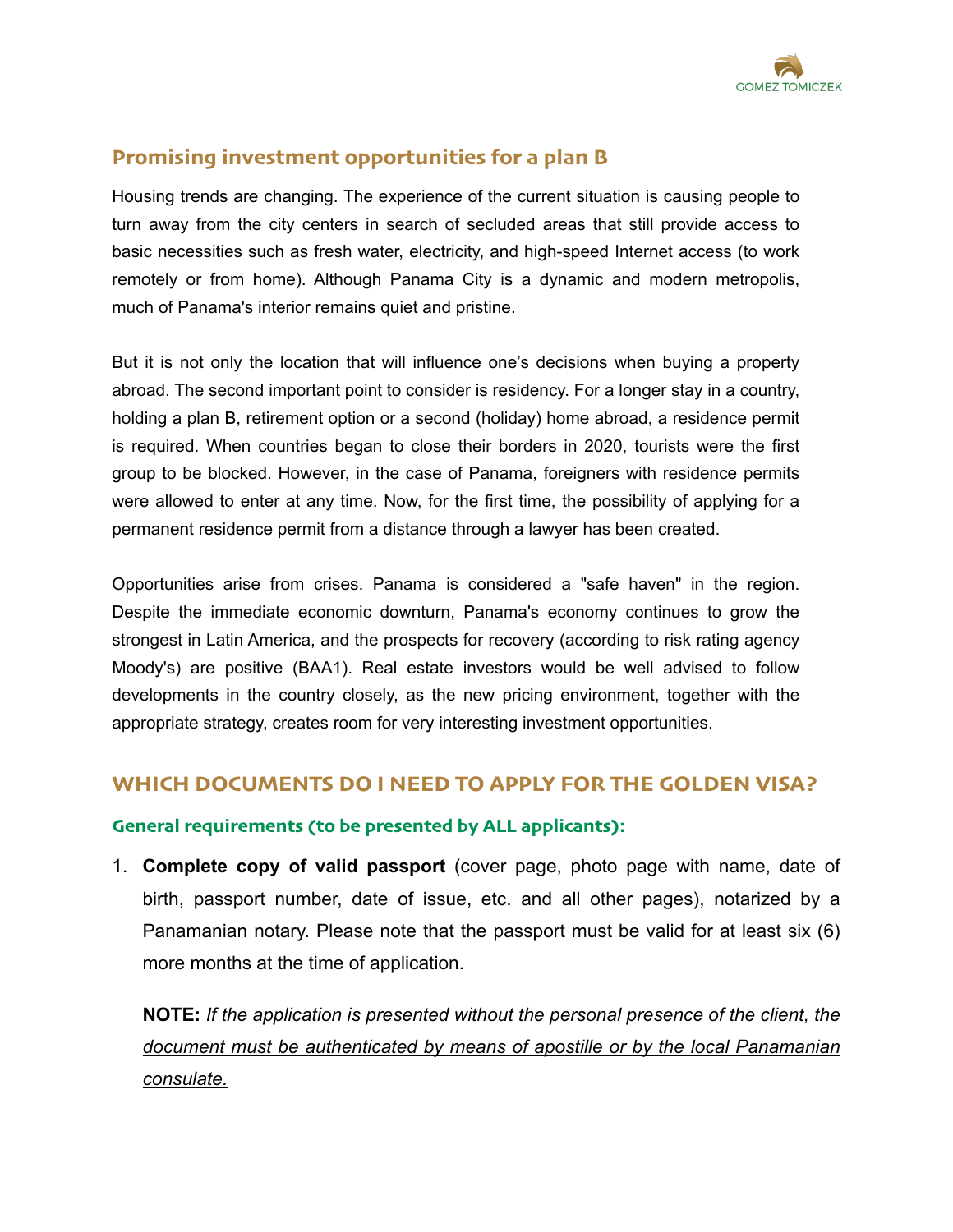## Promising investment opportunities for a plan B

Housing trends are changing. The experience of the current situation is causing people to turn away from the city centers in search of secluded areas that still provide access to basic necessities such as fresh water, electricity, and high-speed Internet access (to work remotely or from home). Although Panama City is a dynamic and modern metropolis, much of Panama's interior remains quiet and pristine.

But it is not only the location that will influence one's decisions when buying a property abroad. The second important point to consider is residency. For a longer stay in a country, holding a plan B, retirement option or a second (holiday) home abroad, a residence permit is required. When countries began to close their borders in 2020, tourists were the first group to be blocked. However, in the case of Panama, foreigners with residence permits were allowed to enter at any time. Now, for the first time, the possibility of applying for a permanent residence permit from a distance through a lawyer has been created.

Opportunities arise from crises. Panama is considered a "safe haven" in the region. Despite the immediate economic downturn, Panama's economy continues to grow the strongest in Latin America, and the prospects for recovery (according to risk rating agency Moody's) are positive (BAA1). Real estate investors would be well advised to follow developments in the country closely, as the new pricing environment, together with the appropriate strategy, creates room for very interesting investment opportunities.

## WHICH DOCUMENTS DO I NEED TO APPLY FOR THE GOLDEN VISA?

### General requirements (to be presented by ALL applicants):

1. **Complete copy of valid passport** (cover page, photo page with name, date of birth, passport number, date of issue, etc. and all other pages), notarized by a Panamanian notary. Please note that the passport must be valid for at least six (6) more months at the time of application.

   **NOTE:** *If the application is presented without the personal presence of the client, the document must be authenticated by means of apostille or by the local Panamanian consulate.*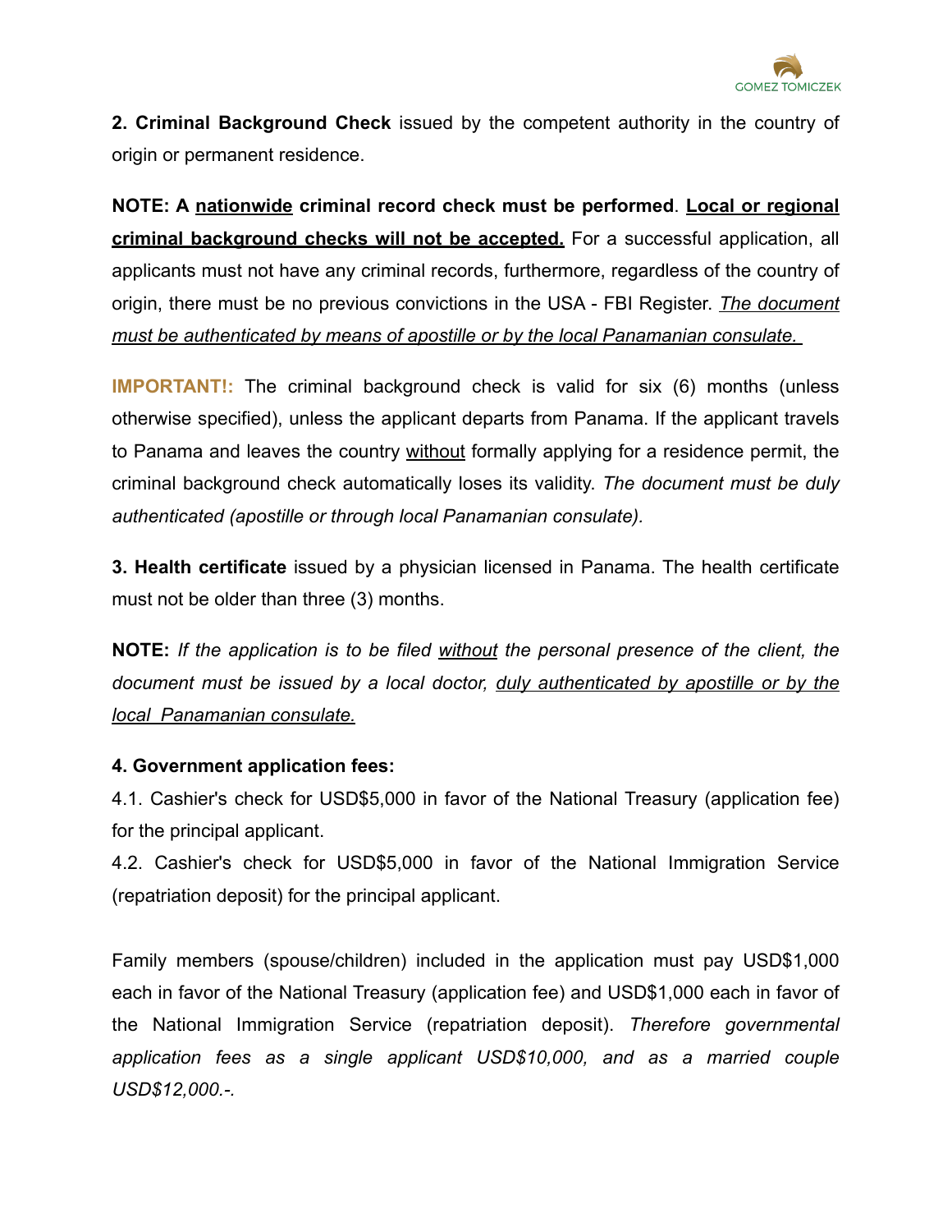**2. Criminal Background Check** issued by the competent authority in the country of origin or permanent residence.

**NOTE: A nationwide criminal record check must be performed**. **Local or regional criminal background checks will not be accepted.** For a successful application, all applicants must not have any criminal records, furthermore, regardless of the country of origin, there must be no previous convictions in the USA - FBI Register. *The document must be authenticated by means of apostille or by the local Panamanian consulate.*

**IMPORTANT!:** The criminal background check is valid for six (6) months (unless otherwise specified), unless the applicant departs from Panama. If the applicant travels to Panama and leaves the country without formally applying for a residence permit, the criminal background check automatically loses its validity. *The document must be duly authenticated (apostille or through local Panamanian consulate).*

**3. Health certificate** issued by a physician licensed in Panama. The health certificate must not be older than three (3) months.

**NOTE:** *If the application is to be filed without the personal presence of the client, the document must be issued by a local doctor, duly authenticated by apostille or by the local Panamanian consulate.*

**4. Government application fees:**

4.1. Cashier's check for USD$5,000 in favor of the National Treasury (application fee) for the principal applicant.

4.2. Cashier's check for USD$5,000 in favor of the National Immigration Service (repatriation deposit) for the principal applicant.

Family members (spouse/children) included in the application must pay USD$1,000 each in favor of the National Treasury (application fee) and USD$1,000 each in favor of the National Immigration Service (repatriation deposit). *Therefore governmental application fees as a single applicant USD$10,000, and as a married couple USD$12,000.-.*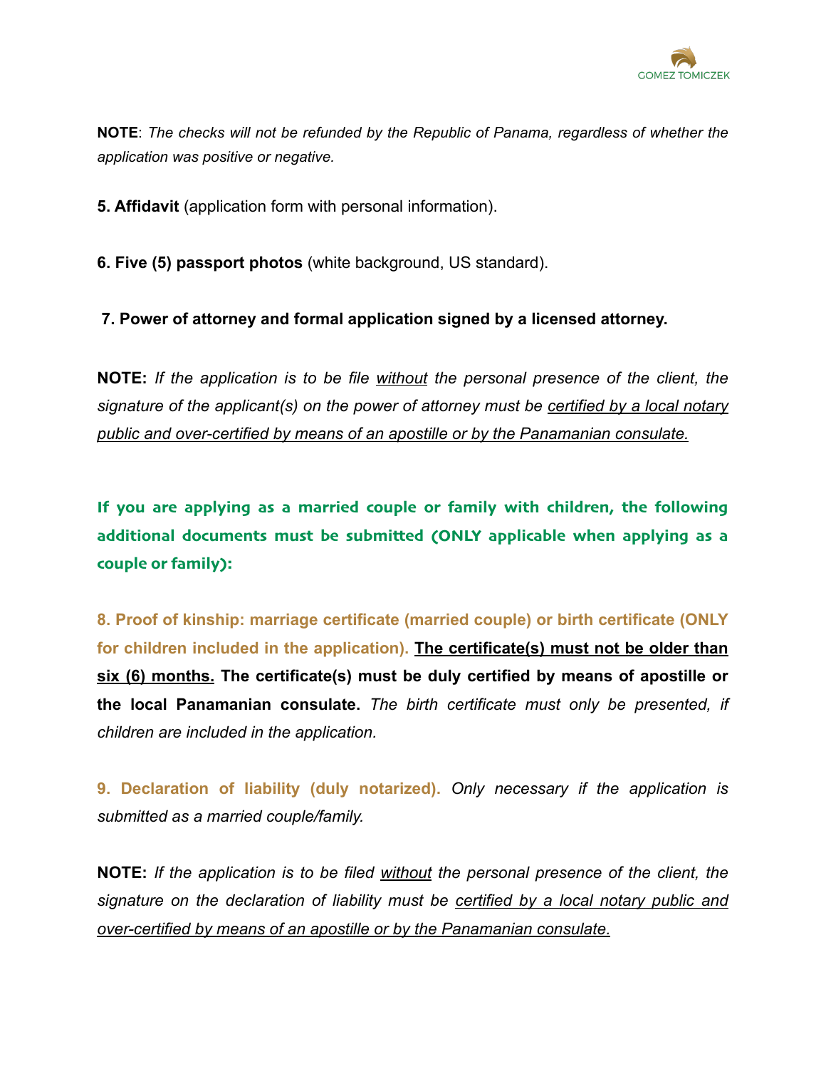**NOTE**: *The checks will not be refunded by the Republic of Panama, regardless of whether the application was positive or negative.*

**5. Affidavit** (application form with personal information).

**6. Five (5) passport photos** (white background, US standard).

**7. Power of attorney and formal application signed by a licensed attorney.**

**NOTE:** *If the application is to be file <u>without</u> the personal presence of the client, the signature of the applicant(s) on the power of attorney must be <u>certified by a local notary public and over-certified by means of an apostille or by the Panamanian consulate.</u>*

**If you are applying as a married couple or family with children, the following additional documents must be submitted (ONLY applicable when applying as a couple or family):**

**8. Proof of kinship: marriage certificate (married couple) or birth certificate (ONLY for children included in the application).** **<u>The certificate(s) must not be older than six (6) months.</u>** **The certificate(s) must be duly certified by means of apostille or the local Panamanian consulate.** *The birth certificate must only be presented, if children are included in the application.*

**9. Declaration of liability (duly notarized).** *Only necessary if the application is submitted as a married couple/family.*

**NOTE:** *If the application is to be filed <u>without</u> the personal presence of the client, the signature on the declaration of liability must be <u>certified by a local notary public and over-certified by means of an apostille or by the Panamanian consulate.</u>*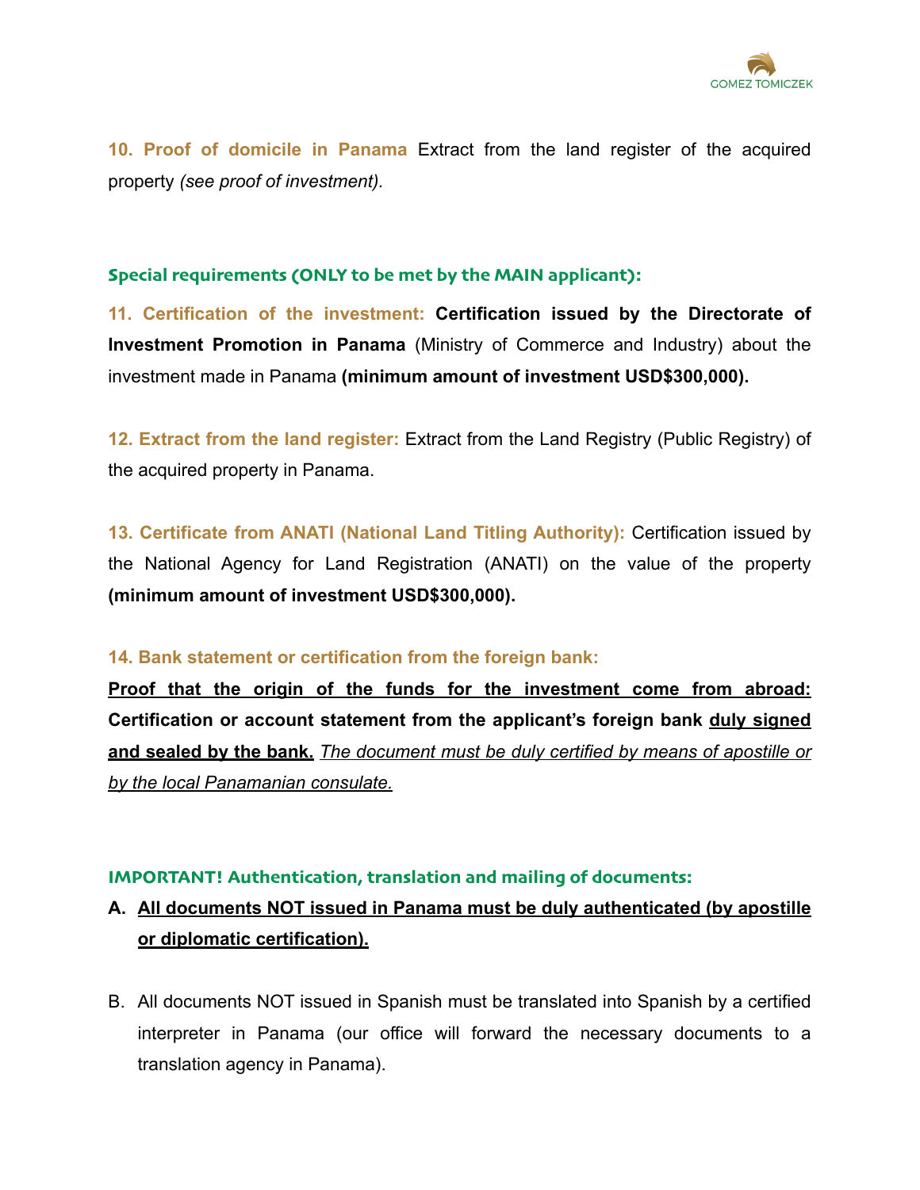**10. Proof of domicile in Panama** Extract from the land register of the acquired property *(see proof of investment).*

### Special requirements (ONLY to be met by the MAIN applicant):

**11. Certification of the investment:** **Certification issued by the Directorate of Investment Promotion in Panama** (Ministry of Commerce and Industry) about the investment made in Panama **(minimum amount of investment USD$300,000).**

**12. Extract from the land register:** Extract from the Land Registry (Public Registry) of the acquired property in Panama.

**13. Certificate from ANATI (National Land Titling Authority):** Certification issued by the National Agency for Land Registration (ANATI) on the value of the property **(minimum amount of investment USD$300,000).**

**14. Bank statement or certification from the foreign bank:**

**Proof that the origin of the funds for the investment come from abroad:** **Certification or account statement from the applicant's foreign bank duly signed and sealed by the bank.** *The document must be duly certified by means of apostille or by the local Panamanian consulate.*

### IMPORTANT! Authentication, translation and mailing of documents:

A. **All documents NOT issued in Panama must be duly authenticated (by apostille or diplomatic certification).**

B. All documents NOT issued in Spanish must be translated into Spanish by a certified interpreter in Panama (our office will forward the necessary documents to a translation agency in Panama).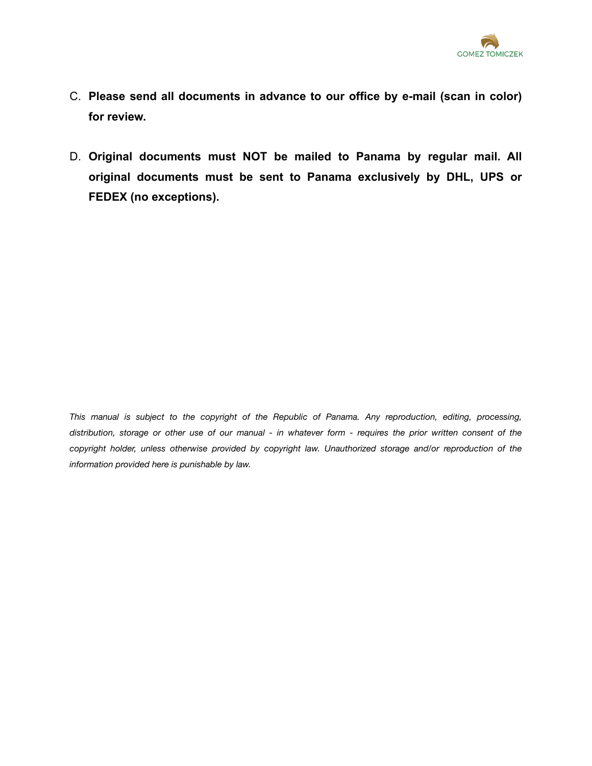C. **Please send all documents in advance to our office by e-mail (scan in color) for review.**

D. **Original documents must NOT be mailed to Panama by regular mail. All original documents must be sent to Panama exclusively by DHL, UPS or FEDEX (no exceptions).**

*This manual is subject to the copyright of the Republic of Panama. Any reproduction, editing, processing, distribution, storage or other use of our manual - in whatever form - requires the prior written consent of the copyright holder, unless otherwise provided by copyright law. Unauthorized storage and/or reproduction of the information provided here is punishable by law.*